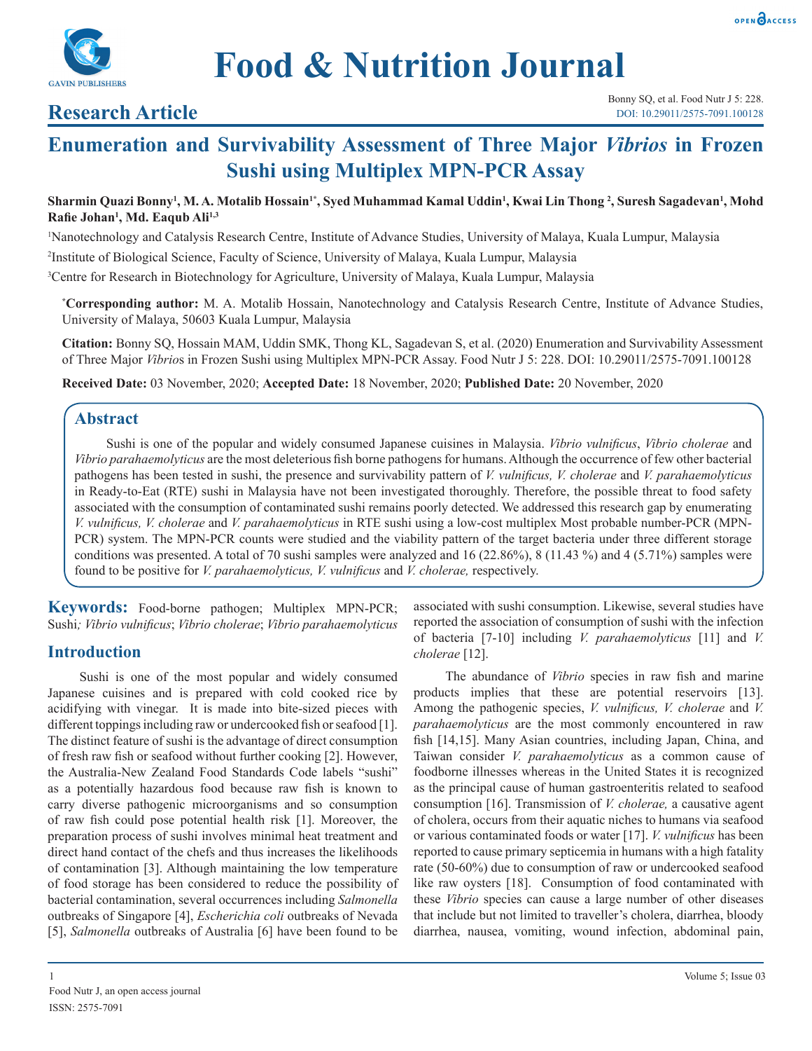# Food & Nutrition Journal

## Research Article

# Enumeration and Survivability Assessment of Three Major *Vibrios* in Frozen Sushi using Multiplex MPN-PCR Assay

**Sharmin Quazi Bonny[1], M. A. Motalib Hossain[1*], Syed Muhammad Kamal Uddin[1], Kwai Lin Thong [2], Suresh Sagadevan[1], Mohd Rafie Johan[1], Md. Eaqub Ali[1,3]**

[1]Nanotechnology and Catalysis Research Centre, Institute of Advance Studies, University of Malaya, Kuala Lumpur, Malaysia

[2]Institute of Biological Science, Faculty of Science, University of Malaya, Kuala Lumpur, Malaysia

[3]Centre for Research in Biotechnology for Agriculture, University of Malaya, Kuala Lumpur, Malaysia

**\*Corresponding author:** M. A. Motalib Hossain, Nanotechnology and Catalysis Research Centre, Institute of Advance Studies, University of Malaya, 50603 Kuala Lumpur, Malaysia

**Citation:** Bonny SQ, Hossain MAM, Uddin SMK, Thong KL, Sagadevan S, et al. (2020) Enumeration and Survivability Assessment of Three Major *Vibrio*s in Frozen Sushi using Multiplex MPN-PCR Assay. Food Nutr J 5: 228. DOI: 10.29011/2575-7091.100128

**Received Date:** 03 November, 2020; **Accepted Date:** 18 November, 2020; **Published Date:** 20 November, 2020

## Abstract

Sushi is one of the popular and widely consumed Japanese cuisines in Malaysia. *Vibrio vulnificus*, *Vibrio cholerae* and *Vibrio parahaemolyticus* are the most deleterious fish borne pathogens for humans. Although the occurrence of few other bacterial pathogens has been tested in sushi, the presence and survivability pattern of *V. vulnificus, V. cholerae* and *V. parahaemolyticus* in Ready-to-Eat (RTE) sushi in Malaysia have not been investigated thoroughly. Therefore, the possible threat to food safety associated with the consumption of contaminated sushi remains poorly detected. We addressed this research gap by enumerating *V. vulnificus, V. cholerae* and *V. parahaemolyticus* in RTE sushi using a low-cost multiplex Most probable number-PCR (MPN-PCR) system. The MPN-PCR counts were studied and the viability pattern of the target bacteria under three different storage conditions was presented. A total of 70 sushi samples were analyzed and 16 (22.86%), 8 (11.43 %) and 4 (5.71%) samples were found to be positive for *V. parahaemolyticus, V. vulnificus* and *V. cholerae,* respectively.

**Keywords:** Food-borne pathogen; Multiplex MPN-PCR; Sushi*; Vibrio vulnificus*; *Vibrio cholerae*; *Vibrio parahaemolyticus*

## Introduction

Sushi is one of the most popular and widely consumed Japanese cuisines and is prepared with cold cooked rice by acidifying with vinegar. It is made into bite-sized pieces with different toppings including raw or undercooked fish or seafood [1]. The distinct feature of sushi is the advantage of direct consumption of fresh raw fish or seafood without further cooking [2]. However, the Australia-New Zealand Food Standards Code labels "sushi" as a potentially hazardous food because raw fish is known to carry diverse pathogenic microorganisms and so consumption of raw fish could pose potential health risk [1]. Moreover, the preparation process of sushi involves minimal heat treatment and direct hand contact of the chefs and thus increases the likelihoods of contamination [3]. Although maintaining the low temperature of food storage has been considered to reduce the possibility of bacterial contamination, several occurrences including *Salmonella* outbreaks of Singapore [4], *Escherichia coli* outbreaks of Nevada [5], *Salmonella* outbreaks of Australia [6] have been found to be associated with sushi consumption. Likewise, several studies have reported the association of consumption of sushi with the infection of bacteria [7-10] including *V. parahaemolyticus* [11] and *V. cholerae* [12].

The abundance of *Vibrio* species in raw fish and marine products implies that these are potential reservoirs [13]. Among the pathogenic species, *V. vulnificus, V. cholerae* and *V. parahaemolyticus* are the most commonly encountered in raw fish [14,15]. Many Asian countries, including Japan, China, and Taiwan consider *V. parahaemolyticus* as a common cause of foodborne illnesses whereas in the United States it is recognized as the principal cause of human gastroenteritis related to seafood consumption [16]. Transmission of *V. cholerae,* a causative agent of cholera, occurs from their aquatic niches to humans via seafood or various contaminated foods or water [17]. *V. vulnificus* has been reported to cause primary septicemia in humans with a high fatality rate (50-60%) due to consumption of raw or undercooked seafood like raw oysters [18]. Consumption of food contaminated with these *Vibrio* species can cause a large number of other diseases that include but not limited to traveller's cholera, diarrhea, bloody diarrhea, nausea, vomiting, wound infection, abdominal pain,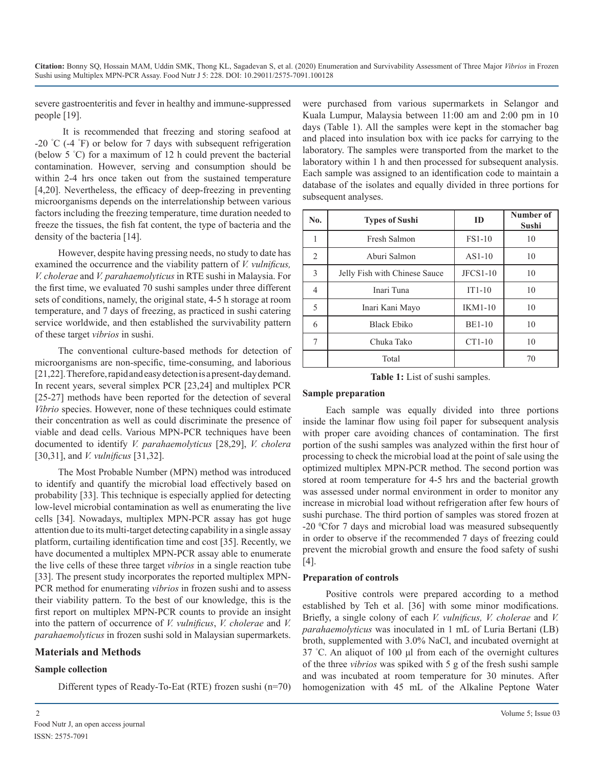severe gastroenteritis and fever in healthy and immune-suppressed people [19].

It is recommended that freezing and storing seafood at -20 ˚C (-4 ˚F) or below for 7 days with subsequent refrigeration (below 5 ˚C) for a maximum of 12 h could prevent the bacterial contamination. However, serving and consumption should be within 2-4 hrs once taken out from the sustained temperature [4,20]. Nevertheless, the efficacy of deep-freezing in preventing microorganisms depends on the interrelationship between various factors including the freezing temperature, time duration needed to freeze the tissues, the fish fat content, the type of bacteria and the density of the bacteria [14].

However, despite having pressing needs, no study to date has examined the occurrence and the viability pattern of *V. vulnificus, V. cholerae* and *V. parahaemolyticus* in RTE sushi in Malaysia. For the first time, we evaluated 70 sushi samples under three different sets of conditions, namely, the original state, 4-5 h storage at room temperature, and 7 days of freezing, as practiced in sushi catering service worldwide, and then established the survivability pattern of these target *vibrios* in sushi.

The conventional culture-based methods for detection of microorganisms are non-specific, time-consuming, and laborious [21,22]. Therefore, rapid and easy detection is a present-day demand. In recent years, several simplex PCR [23,24] and multiplex PCR [25-27] methods have been reported for the detection of several *Vibrio* species. However, none of these techniques could estimate their concentration as well as could discriminate the presence of viable and dead cells. Various MPN-PCR techniques have been documented to identify *V. parahaemolyticus* [28,29], *V. cholera* [30,31], and *V. vulnificus* [31,32].

The Most Probable Number (MPN) method was introduced to identify and quantify the microbial load effectively based on probability [33]. This technique is especially applied for detecting low-level microbial contamination as well as enumerating the live cells [34]. Nowadays, multiplex MPN-PCR assay has got huge attention due to its multi-target detecting capability in a single assay platform, curtailing identification time and cost [35]. Recently, we have documented a multiplex MPN-PCR assay able to enumerate the live cells of these three target *vibrios* in a single reaction tube [33]. The present study incorporates the reported multiplex MPN-PCR method for enumerating *vibrios* in frozen sushi and to assess their viability pattern. To the best of our knowledge, this is the first report on multiplex MPN-PCR counts to provide an insight into the pattern of occurrence of *V. vulnificus*, *V. cholerae* and *V. parahaemolyticus* in frozen sushi sold in Malaysian supermarkets.

## Materials and Methods

### Sample collection

Different types of Ready-To-Eat (RTE) frozen sushi (n=70) were purchased from various supermarkets in Selangor and Kuala Lumpur, Malaysia between 11:00 am and 2:00 pm in 10 days (Table 1). All the samples were kept in the stomacher bag and placed into insulation box with ice packs for carrying to the laboratory. The samples were transported from the market to the laboratory within 1 h and then processed for subsequent analysis. Each sample was assigned to an identification code to maintain a database of the isolates and equally divided in three portions for subsequent analyses.

| No. | Types of Sushi | ID | Number of Sushi |
|---|---|---|---|
| 1 | Fresh Salmon | FS1-10 | 10 |
| 2 | Aburi Salmon | AS1-10 | 10 |
| 3 | Jelly Fish with Chinese Sauce | JFCS1-10 | 10 |
| 4 | Inari Tuna | IT1-10 | 10 |
| 5 | Inari Kani Mayo | IKM1-10 | 10 |
| 6 | Black Ebiko | BE1-10 | 10 |
| 7 | Chuka Tako | CT1-10 | 10 |
| | Total | | 70 |

**Table 1:** List of sushi samples.

### Sample preparation

Each sample was equally divided into three portions inside the laminar flow using foil paper for subsequent analysis with proper care avoiding chances of contamination. The first portion of the sushi samples was analyzed within the first hour of processing to check the microbial load at the point of sale using the optimized multiplex MPN-PCR method. The second portion was stored at room temperature for 4-5 hrs and the bacterial growth was assessed under normal environment in order to monitor any increase in microbial load without refrigeration after few hours of sushi purchase. The third portion of samples was stored frozen at -20 $^{0}$Cfor 7 days and microbial load was measured subsequently in order to observe if the recommended 7 days of freezing could prevent the microbial growth and ensure the food safety of sushi [4].

### Preparation of controls

Positive controls were prepared according to a method established by Teh et al. [36] with some minor modifications. Briefly, a single colony of each *V. vulnificus, V. cholerae* and *V. parahaemolyticus* was inoculated in 1 mL of Luria Bertani (LB) broth, supplemented with 3.0% NaCl, and incubated overnight at 37 ˚C. An aliquot of 100 µl from each of the overnight cultures of the three *vibrios* was spiked with 5 g of the fresh sushi sample and was incubated at room temperature for 30 minutes. After homogenization with 45 mL of the Alkaline Peptone Water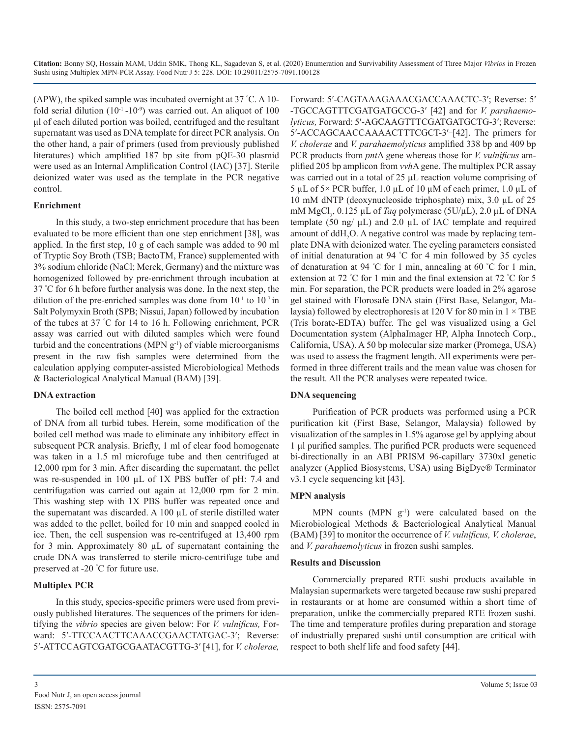(APW), the spiked sample was incubated overnight at 37 °C. A 10-fold serial dilution ($10^{-1}$ - $10^{-9}$) was carried out. An aliquot of 100 µl of each diluted portion was boiled, centrifuged and the resultant supernatant was used as DNA template for direct PCR analysis. On the other hand, a pair of primers (used from previously published literatures) which amplified 187 bp site from pQE-30 plasmid were used as an Internal Amplification Control (IAC) [37]. Sterile deionized water was used as the template in the PCR negative control.

**Enrichment**

In this study, a two-step enrichment procedure that has been evaluated to be more efficient than one step enrichment [38], was applied. In the first step, 10 g of each sample was added to 90 ml of Tryptic Soy Broth (TSB; BactoTM, France) supplemented with 3% sodium chloride (NaCl; Merck, Germany) and the mixture was homogenized followed by pre-enrichment through incubation at 37 °C for 6 h before further analysis was done. In the next step, the dilution of the pre-enriched samples was done from $10^{-1}$ to $10^{-7}$ in Salt Polymyxin Broth (SPB; Nissui, Japan) followed by incubation of the tubes at 37 °C for 14 to 16 h. Following enrichment, PCR assay was carried out with diluted samples which were found turbid and the concentrations (MPN $g^{-1}$) of viable microorganisms present in the raw fish samples were determined from the calculation applying computer-assisted Microbiological Methods & Bacteriological Analytical Manual (BAM) [39].

**DNA extraction**

The boiled cell method [40] was applied for the extraction of DNA from all turbid tubes. Herein, some modification of the boiled cell method was made to eliminate any inhibitory effect in subsequent PCR analysis. Briefly, 1 ml of clear food homogenate was taken in a 1.5 ml microfuge tube and then centrifuged at 12,000 rpm for 3 min. After discarding the supernatant, the pellet was re-suspended in 100 µL of 1X PBS buffer of pH: 7.4 and centrifugation was carried out again at 12,000 rpm for 2 min. This washing step with 1X PBS buffer was repeated once and the supernatant was discarded. A 100 µL of sterile distilled water was added to the pellet, boiled for 10 min and snapped cooled in ice. Then, the cell suspension was re-centrifuged at 13,400 rpm for 3 min. Approximately 80 µL of supernatant containing the crude DNA was transferred to sterile micro-centrifuge tube and preserved at -20 °C for future use.

**Multiplex PCR**

In this study, species-specific primers were used from previously published literatures. The sequences of the primers for identifying the *vibrio* species are given below: For *V. vulnificus,* Forward: 5′-TTCCAACTTCAAACCGAACTATGAC-3′; Reverse: 5′-ATTCCAGTCGATGCGAATACGTTG-3′ [41], for *V. cholerae,* Forward: 5′-CAGTAAAGAAACGACCAAACTC-3′; Reverse: 5′-TGCCAGTTTCGATGATGCCG-3′ [42] and for *V. parahaemolyticus,* Forward: 5′-AGCAAGTTTCGATGATGCTG-3′; Reverse: 5′-ACCAGCAACCAAAACTTTCGCT-3′–[42]. The primers for *V. cholerae* and *V. parahaemolyticus* amplified 338 bp and 409 bp PCR products from *pnt*A gene whereas those for *V. vulnificus* amplified 205 bp amplicon from *vvh*A gene. The multiplex PCR assay was carried out in a total of 25 µL reaction volume comprising of 5 µL of 5× PCR buffer, 1.0 µL of 10 µM of each primer, 1.0 µL of 10 mM dNTP (deoxynucleoside triphosphate) mix, 3.0 µL of 25 mM $MgCl_2$, 0.125 µL of *Taq* polymerase (5U/µL), 2.0 µL of DNA template (50 ng/ µL) and 2.0 µL of IAC template and required amount of $ddH_2O$. A negative control was made by replacing template DNA with deionized water. The cycling parameters consisted of initial denaturation at 94 °C for 4 min followed by 35 cycles of denaturation at 94 °C for 1 min, annealing at 60 °C for 1 min, extension at 72 °C for 1 min and the final extension at 72 °C for 5 min. For separation, the PCR products were loaded in 2% agarose gel stained with Florosafe DNA stain (First Base, Selangor, Malaysia) followed by electrophoresis at 120 V for 80 min in 1 × TBE (Tris borate-EDTA) buffer. The gel was visualized using a Gel Documentation system (AlphaImager HP, Alpha Innotech Corp., California, USA). A 50 bp molecular size marker (Promega, USA) was used to assess the fragment length. All experiments were performed in three different trails and the mean value was chosen for the result. All the PCR analyses were repeated twice.

**DNA sequencing**

Purification of PCR products was performed using a PCR purification kit (First Base, Selangor, Malaysia) followed by visualization of the samples in 1.5% agarose gel by applying about 1 µl purified samples. The purified PCR products were sequenced bi-directionally in an ABI PRISM 96-capillary 3730xl genetic analyzer (Applied Biosystems, USA) using BigDye® Terminator v3.1 cycle sequencing kit [43].

**MPN analysis**

MPN counts (MPN $g^{-1}$) were calculated based on the Microbiological Methods & Bacteriological Analytical Manual (BAM) [39] to monitor the occurrence of *V. vulnificus, V. cholerae*, and *V. parahaemolyticus* in frozen sushi samples.

**Results and Discussion**

Commercially prepared RTE sushi products available in Malaysian supermarkets were targeted because raw sushi prepared in restaurants or at home are consumed within a short time of preparation, unlike the commercially prepared RTE frozen sushi. The time and temperature profiles during preparation and storage of industrially prepared sushi until consumption are critical with respect to both shelf life and food safety [44].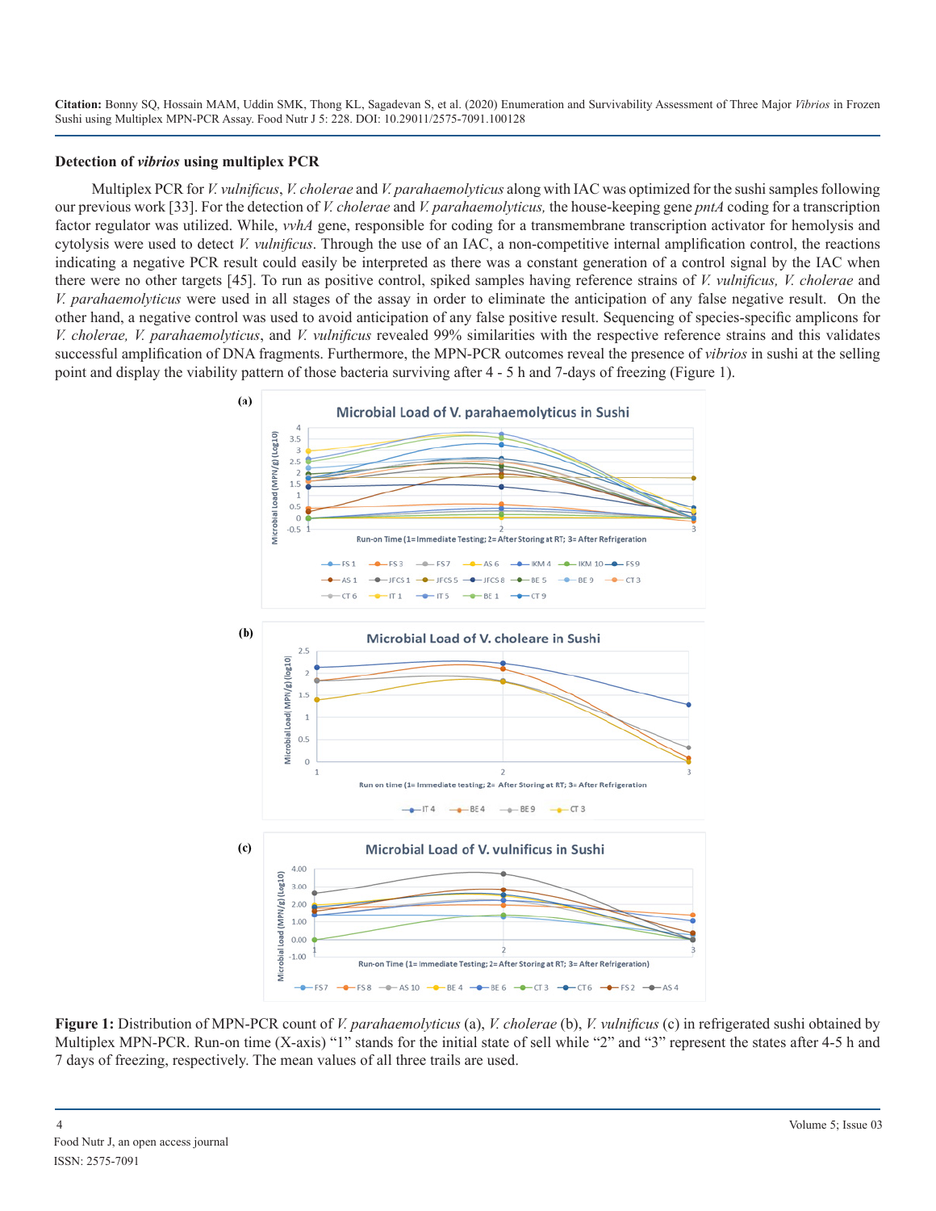### Detection of *vibrios* using multiplex PCR

Multiplex PCR for *V. vulnificus*, *V. cholerae* and *V. parahaemolyticus* along with IAC was optimized for the sushi samples following our previous work [33]. For the detection of *V. cholerae* and *V. parahaemolyticus,* the house-keeping gene *pntA* coding for a transcription factor regulator was utilized. While, *vvhA* gene, responsible for coding for a transmembrane transcription activator for hemolysis and cytolysis were used to detect *V. vulnificus*. Through the use of an IAC, a non-competitive internal amplification control, the reactions indicating a negative PCR result could easily be interpreted as there was a constant generation of a control signal by the IAC when there were no other targets [45]. To run as positive control, spiked samples having reference strains of *V. vulnificus, V. cholerae* and *V. parahaemolyticus* were used in all stages of the assay in order to eliminate the anticipation of any false negative result. On the other hand, a negative control was used to avoid anticipation of any false positive result. Sequencing of species-specific amplicons for *V. cholerae, V. parahaemolyticus*, and *V. vulnificus* revealed 99% similarities with the respective reference strains and this validates successful amplification of DNA fragments. Furthermore, the MPN-PCR outcomes reveal the presence of *vibrios* in sushi at the selling point and display the viability pattern of those bacteria surviving after 4 - 5 h and 7-days of freezing (Figure 1).

**Figure 1:** Distribution of MPN-PCR count of *V. parahaemolyticus* (a), *V. cholerae* (b), *V. vulnificus* (c) in refrigerated sushi obtained by Multiplex MPN-PCR. Run-on time (X-axis) "1" stands for the initial state of sell while "2" and "3" represent the states after 4-5 h and 7 days of freezing, respectively. The mean values of all three trails are used.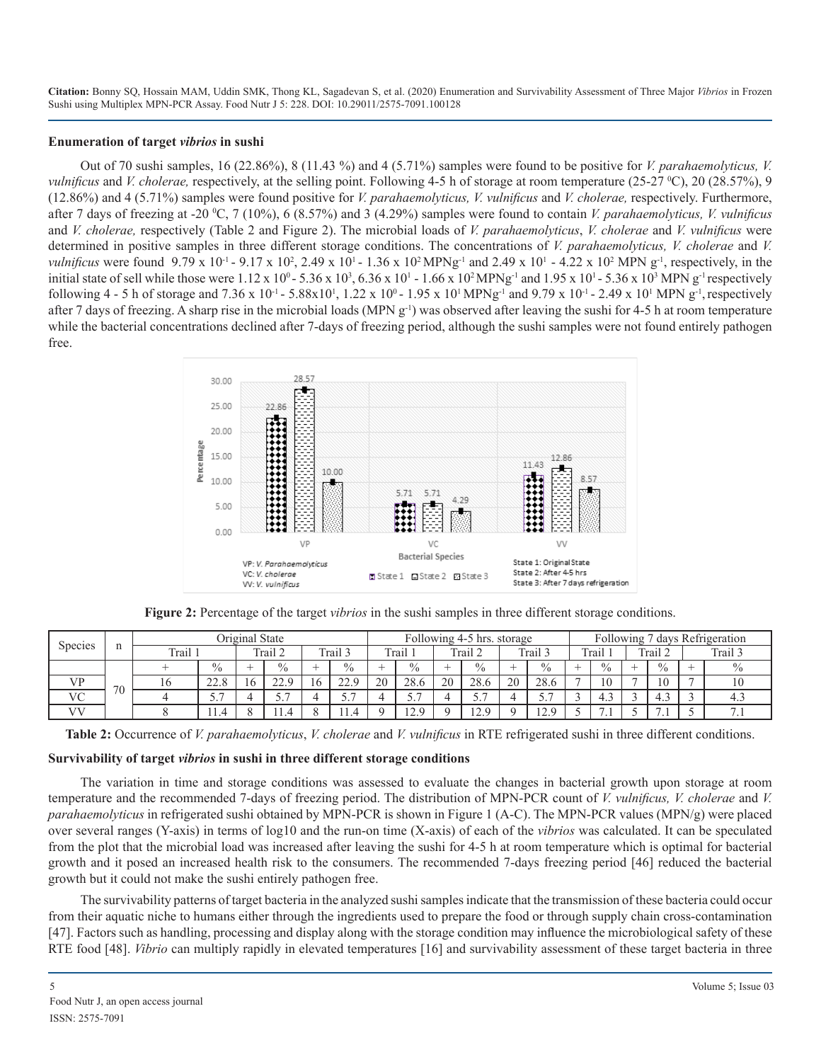## Enumeration of target *vibrios* in sushi

Out of 70 sushi samples, 16 (22.86%), 8 (11.43 %) and 4 (5.71%) samples were found to be positive for *V. parahaemolyticus, V. vulnificus* and *V. cholerae,* respectively, at the selling point. Following 4-5 h of storage at room temperature (25-27 $^0$C), 20 (28.57%), 9 (12.86%) and 4 (5.71%) samples were found positive for *V. parahaemolyticus, V. vulnificus* and *V. cholerae,* respectively. Furthermore, after 7 days of freezing at -20 $^0$C, 7 (10%), 6 (8.57%) and 3 (4.29%) samples were found to contain *V. parahaemolyticus, V. vulnificus* and *V. cholerae,* respectively (Table 2 and Figure 2). The microbial loads of *V. parahaemolyticus*, *V. cholerae* and *V. vulnificus* were determined in positive samples in three different storage conditions. The concentrations of *V. parahaemolyticus, V. cholerae* and *V. vulnificus* were found $9.79 \times 10^{-1}$ - $9.17 \times 10^{2}$, $2.49 \times 10^{1}$ - $1.36 \times 10^{2}$ MPNg$^{-1}$ and $2.49 \times 10^{1}$ - $4.22 \times 10^{2}$ MPN g$^{-1}$, respectively, in the initial state of sell while those were $1.12 \times 10^{0}$ - $5.36 \times 10^{3}$, $6.36 \times 10^{1}$ - $1.66 \times 10^{2}$ MPNg$^{-1}$ and $1.95 \times 10^{1}$ - $5.36 \times 10^{3}$ MPN g$^{-1}$ respectively following 4 - 5 h of storage and $7.36 \times 10^{-1}$ - $5.88 \times 10^{1}$, $1.22 \times 10^{0}$ - $1.95 \times 10^{1}$ MPNg$^{-1}$ and $9.79 \times 10^{-1}$ - $2.49 \times 10^{1}$ MPN g$^{-1}$, respectively after 7 days of freezing. A sharp rise in the microbial loads (MPN g$^{-1}$) was observed after leaving the sushi for 4-5 h at room temperature while the bacterial concentrations declined after 7-days of freezing period, although the sushi samples were not found entirely pathogen free.

**Figure 2:** Percentage of the target *vibrios* in the sushi samples in three different storage conditions.

| Species | n | Original State | | | | | | Following 4-5 hrs. storage | | | | | | Following 7 days Refrigeration | | | | | |
|---|---|---|---|---|---|---|---|---|---|---|---|---|---|---|---|---|---|---|---|
| | | Trail 1 | | Trail 2 | | Trail 3 | | Trail 1 | | Trail 2 | | Trail 3 | | Trail 1 | | Trail 2 | | Trail 3 | |
| | | + | % | + | % | + | % | + | % | + | % | + | % | + | % | + | % | + | % |
| VP | 70 | 16 | 22.8 | 16 | 22.9 | 16 | 22.9 | 20 | 28.6 | 20 | 28.6 | 20 | 28.6 | 7 | 10 | 7 | 10 | 7 | 10 |
| VC | | 4 | 5.7 | 4 | 5.7 | 4 | 5.7 | 4 | 5.7 | 4 | 5.7 | 4 | 5.7 | 3 | 4.3 | 3 | 4.3 | 3 | 4.3 |
| VV | | 8 | 11.4 | 8 | 11.4 | 8 | 11.4 | 9 | 12.9 | 9 | 12.9 | 9 | 12.9 | 5 | 7.1 | 5 | 7.1 | 5 | 7.1 |

**Table 2:** Occurrence of *V. parahaemolyticus*, *V. cholerae* and *V. vulnificus* in RTE refrigerated sushi in three different conditions.

## Survivability of target *vibrios* in sushi in three different storage conditions

The variation in time and storage conditions was assessed to evaluate the changes in bacterial growth upon storage at room temperature and the recommended 7-days of freezing period. The distribution of MPN-PCR count of *V. vulnificus, V. cholerae* and *V. parahaemolyticus* in refrigerated sushi obtained by MPN-PCR is shown in Figure 1 (A-C). The MPN-PCR values (MPN/g) were placed over several ranges (Y-axis) in terms of log10 and the run-on time (X-axis) of each of the *vibrios* was calculated. It can be speculated from the plot that the microbial load was increased after leaving the sushi for 4-5 h at room temperature which is optimal for bacterial growth and it posed an increased health risk to the consumers. The recommended 7-days freezing period [46] reduced the bacterial growth but it could not make the sushi entirely pathogen free.

The survivability patterns of target bacteria in the analyzed sushi samples indicate that the transmission of these bacteria could occur from their aquatic niche to humans either through the ingredients used to prepare the food or through supply chain cross-contamination [47]. Factors such as handling, processing and display along with the storage condition may influence the microbiological safety of these RTE food [48]. *Vibrio* can multiply rapidly in elevated temperatures [16] and survivability assessment of these target bacteria in three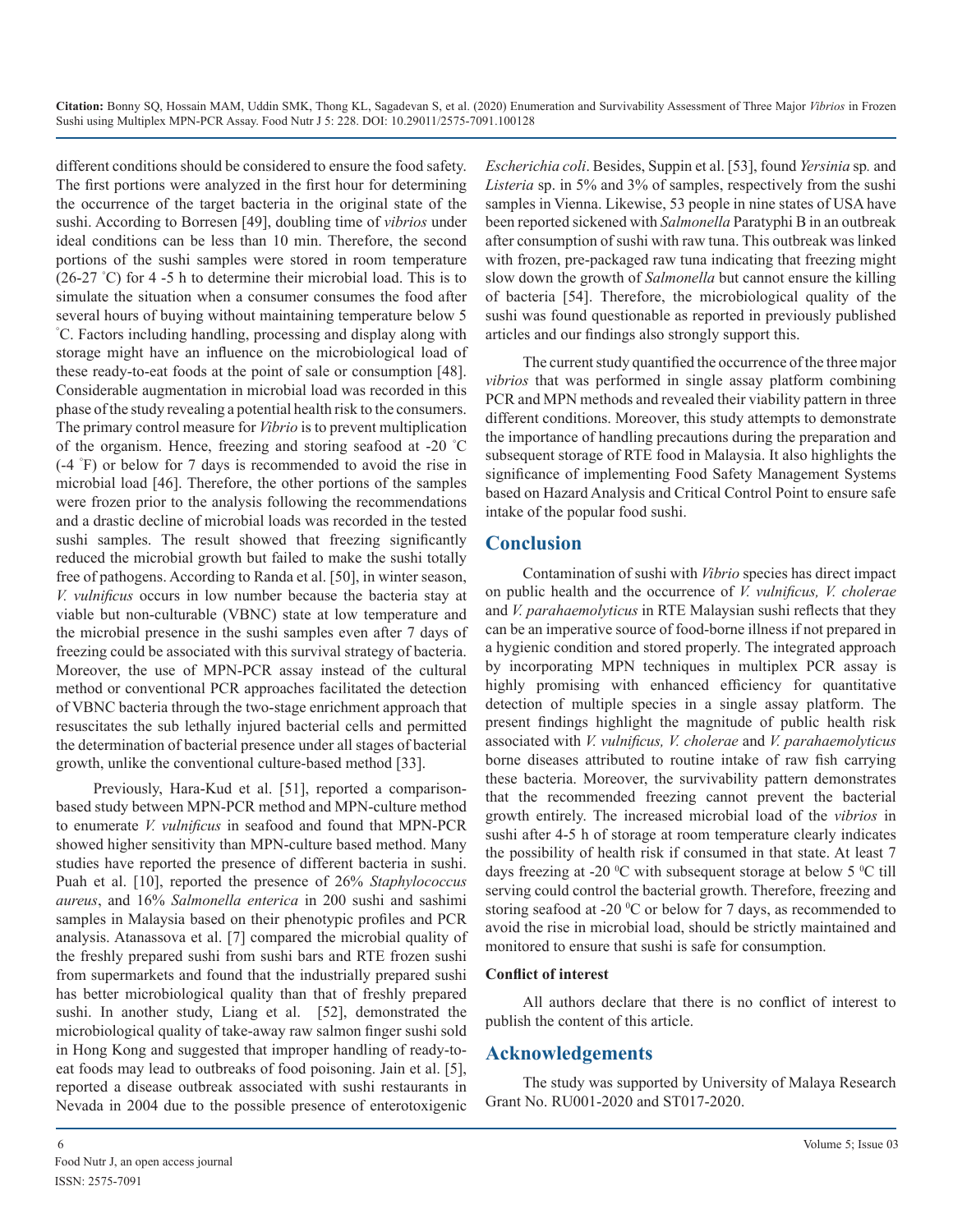different conditions should be considered to ensure the food safety. The first portions were analyzed in the first hour for determining the occurrence of the target bacteria in the original state of the sushi. According to Borresen [49], doubling time of *vibrios* under ideal conditions can be less than 10 min. Therefore, the second portions of the sushi samples were stored in room temperature (26-27 °C) for 4 -5 h to determine their microbial load. This is to simulate the situation when a consumer consumes the food after several hours of buying without maintaining temperature below 5 °C. Factors including handling, processing and display along with storage might have an influence on the microbiological load of these ready-to-eat foods at the point of sale or consumption [48]. Considerable augmentation in microbial load was recorded in this phase of the study revealing a potential health risk to the consumers. The primary control measure for *Vibrio* is to prevent multiplication of the organism. Hence, freezing and storing seafood at -20 °C (-4 °F) or below for 7 days is recommended to avoid the rise in microbial load [46]. Therefore, the other portions of the samples were frozen prior to the analysis following the recommendations and a drastic decline of microbial loads was recorded in the tested sushi samples. The result showed that freezing significantly reduced the microbial growth but failed to make the sushi totally free of pathogens. According to Randa et al. [50], in winter season, *V. vulnificus* occurs in low number because the bacteria stay at viable but non-culturable (VBNC) state at low temperature and the microbial presence in the sushi samples even after 7 days of freezing could be associated with this survival strategy of bacteria. Moreover, the use of MPN-PCR assay instead of the cultural method or conventional PCR approaches facilitated the detection of VBNC bacteria through the two-stage enrichment approach that resuscitates the sub lethally injured bacterial cells and permitted the determination of bacterial presence under all stages of bacterial growth, unlike the conventional culture-based method [33].

Previously, Hara-Kud et al. [51], reported a comparison-based study between MPN-PCR method and MPN-culture method to enumerate *V. vulnificus* in seafood and found that MPN-PCR showed higher sensitivity than MPN-culture based method. Many studies have reported the presence of different bacteria in sushi. Puah et al. [10], reported the presence of 26% *Staphylococcus aureus*, and 16% *Salmonella enterica* in 200 sushi and sashimi samples in Malaysia based on their phenotypic profiles and PCR analysis. Atanassova et al. [7] compared the microbial quality of the freshly prepared sushi from sushi bars and RTE frozen sushi from supermarkets and found that the industrially prepared sushi has better microbiological quality than that of freshly prepared sushi. In another study, Liang et al. [52], demonstrated the microbiological quality of take-away raw salmon finger sushi sold in Hong Kong and suggested that improper handling of ready-to-eat foods may lead to outbreaks of food poisoning. Jain et al. [5], reported a disease outbreak associated with sushi restaurants in Nevada in 2004 due to the possible presence of enterotoxigenic *Escherichia coli*. Besides, Suppin et al. [53], found *Yersinia* sp. and *Listeria* sp. in 5% and 3% of samples, respectively from the sushi samples in Vienna. Likewise, 53 people in nine states of USA have been reported sickened with *Salmonella* Paratyphi B in an outbreak after consumption of sushi with raw tuna. This outbreak was linked with frozen, pre-packaged raw tuna indicating that freezing might slow down the growth of *Salmonella* but cannot ensure the killing of bacteria [54]. Therefore, the microbiological quality of the sushi was found questionable as reported in previously published articles and our findings also strongly support this.

The current study quantified the occurrence of the three major *vibrios* that was performed in single assay platform combining PCR and MPN methods and revealed their viability pattern in three different conditions. Moreover, this study attempts to demonstrate the importance of handling precautions during the preparation and subsequent storage of RTE food in Malaysia. It also highlights the significance of implementing Food Safety Management Systems based on Hazard Analysis and Critical Control Point to ensure safe intake of the popular food sushi.

## Conclusion

Contamination of sushi with *Vibrio* species has direct impact on public health and the occurrence of *V. vulnificus, V. cholerae* and *V. parahaemolyticus* in RTE Malaysian sushi reflects that they can be an imperative source of food-borne illness if not prepared in a hygienic condition and stored properly. The integrated approach by incorporating MPN techniques in multiplex PCR assay is highly promising with enhanced efficiency for quantitative detection of multiple species in a single assay platform. The present findings highlight the magnitude of public health risk associated with *V. vulnificus, V. cholerae* and *V. parahaemolyticus* borne diseases attributed to routine intake of raw fish carrying these bacteria. Moreover, the survivability pattern demonstrates that the recommended freezing cannot prevent the bacterial growth entirely. The increased microbial load of the *vibrios* in sushi after 4-5 h of storage at room temperature clearly indicates the possibility of health risk if consumed in that state. At least 7 days freezing at -20 $^0$C with subsequent storage at below 5 $^0$C till serving could control the bacterial growth. Therefore, freezing and storing seafood at -20 $^0$C or below for 7 days, as recommended to avoid the rise in microbial load, should be strictly maintained and monitored to ensure that sushi is safe for consumption.

### Conflict of interest

All authors declare that there is no conflict of interest to publish the content of this article.

## Acknowledgements

The study was supported by University of Malaya Research Grant No. RU001-2020 and ST017-2020.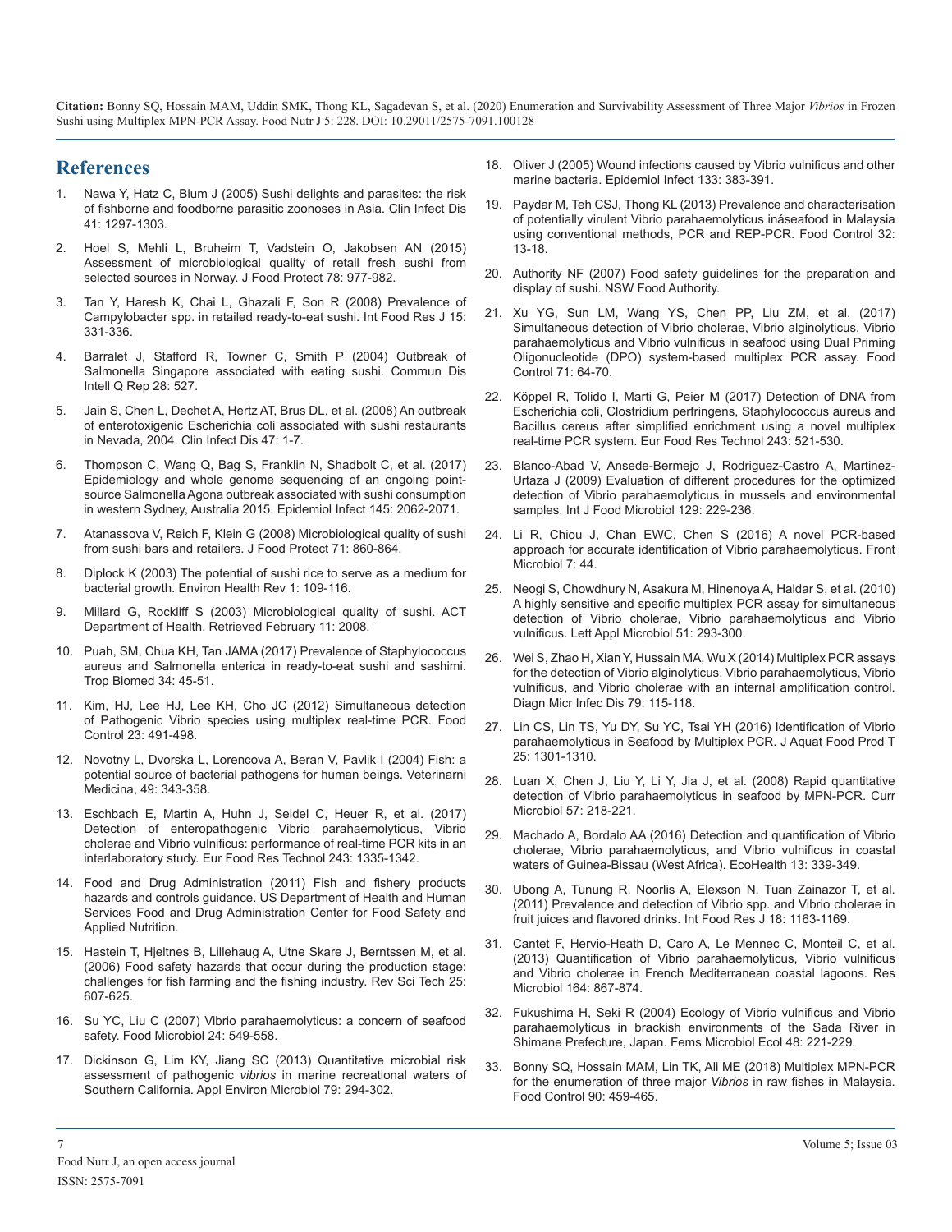## References

1. Nawa Y, Hatz C, Blum J (2005) Sushi delights and parasites: the risk of fishborne and foodborne parasitic zoonoses in Asia. Clin Infect Dis 41: 1297-1303.

2. Hoel S, Mehli L, Bruheim T, Vadstein O, Jakobsen AN (2015) Assessment of microbiological quality of retail fresh sushi from selected sources in Norway. J Food Protect 78: 977-982.

3. Tan Y, Haresh K, Chai L, Ghazali F, Son R (2008) Prevalence of Campylobacter spp. in retailed ready-to-eat sushi. Int Food Res J 15: 331-336.

4. Barralet J, Stafford R, Towner C, Smith P (2004) Outbreak of Salmonella Singapore associated with eating sushi. Commun Dis Intell Q Rep 28: 527.

5. Jain S, Chen L, Dechet A, Hertz AT, Brus DL, et al. (2008) An outbreak of enterotoxigenic Escherichia coli associated with sushi restaurants in Nevada, 2004. Clin Infect Dis 47: 1-7.

6. Thompson C, Wang Q, Bag S, Franklin N, Shadbolt C, et al. (2017) Epidemiology and whole genome sequencing of an ongoing point-source Salmonella Agona outbreak associated with sushi consumption in western Sydney, Australia 2015. Epidemiol Infect 145: 2062-2071.

7. Atanassova V, Reich F, Klein G (2008) Microbiological quality of sushi from sushi bars and retailers. J Food Protect 71: 860-864.

8. Diplock K (2003) The potential of sushi rice to serve as a medium for bacterial growth. Environ Health Rev 1: 109-116.

9. Millard G, Rockliff S (2003) Microbiological quality of sushi. ACT Department of Health. Retrieved February 11: 2008.

10. Puah, SM, Chua KH, Tan JAMA (2017) Prevalence of Staphylococcus aureus and Salmonella enterica in ready-to-eat sushi and sashimi. Trop Biomed 34: 45-51.

11. Kim, HJ, Lee HJ, Lee KH, Cho JC (2012) Simultaneous detection of Pathogenic Vibrio species using multiplex real-time PCR. Food Control 23: 491-498.

12. Novotny L, Dvorska L, Lorencova A, Beran V, Pavlik I (2004) Fish: a potential source of bacterial pathogens for human beings. Veterinarni Medicina, 49: 343-358.

13. Eschbach E, Martin A, Huhn J, Seidel C, Heuer R, et al. (2017) Detection of enteropathogenic Vibrio parahaemolyticus, Vibrio cholerae and Vibrio vulnificus: performance of real-time PCR kits in an interlaboratory study. Eur Food Res Technol 243: 1335-1342.

14. Food and Drug Administration (2011) Fish and fishery products hazards and controls guidance. US Department of Health and Human Services Food and Drug Administration Center for Food Safety and Applied Nutrition.

15. Hastein T, Hjeltnes B, Lillehaug A, Utne Skare J, Berntssen M, et al. (2006) Food safety hazards that occur during the production stage: challenges for fish farming and the fishing industry. Rev Sci Tech 25: 607-625.

16. Su YC, Liu C (2007) Vibrio parahaemolyticus: a concern of seafood safety. Food Microbiol 24: 549-558.

17. Dickinson G, Lim KY, Jiang SC (2013) Quantitative microbial risk assessment of pathogenic *vibrios* in marine recreational waters of Southern California. Appl Environ Microbiol 79: 294-302.

18. Oliver J (2005) Wound infections caused by Vibrio vulnificus and other marine bacteria. Epidemiol Infect 133: 383-391.

19. Paydar M, Teh CSJ, Thong KL (2013) Prevalence and characterisation of potentially virulent Vibrio parahaemolyticus ináseafood in Malaysia using conventional methods, PCR and REP-PCR. Food Control 32: 13-18.

20. Authority NF (2007) Food safety guidelines for the preparation and display of sushi. NSW Food Authority.

21. Xu YG, Sun LM, Wang YS, Chen PP, Liu ZM, et al. (2017) Simultaneous detection of Vibrio cholerae, Vibrio alginolyticus, Vibrio parahaemolyticus and Vibrio vulnificus in seafood using Dual Priming Oligonucleotide (DPO) system-based multiplex PCR assay. Food Control 71: 64-70.

22. Köppel R, Tolido I, Marti G, Peier M (2017) Detection of DNA from Escherichia coli, Clostridium perfringens, Staphylococcus aureus and Bacillus cereus after simplified enrichment using a novel multiplex real-time PCR system. Eur Food Res Technol 243: 521-530.

23. Blanco-Abad V, Ansede-Bermejo J, Rodriguez-Castro A, Martinez-Urtaza J (2009) Evaluation of different procedures for the optimized detection of Vibrio parahaemolyticus in mussels and environmental samples. Int J Food Microbiol 129: 229-236.

24. Li R, Chiou J, Chan EWC, Chen S (2016) A novel PCR-based approach for accurate identification of Vibrio parahaemolyticus. Front Microbiol 7: 44.

25. Neogi S, Chowdhury N, Asakura M, Hinenoya A, Haldar S, et al. (2010) A highly sensitive and specific multiplex PCR assay for simultaneous detection of Vibrio cholerae, Vibrio parahaemolyticus and Vibrio vulnificus. Lett Appl Microbiol 51: 293-300.

26. Wei S, Zhao H, Xian Y, Hussain MA, Wu X (2014) Multiplex PCR assays for the detection of Vibrio alginolyticus, Vibrio parahaemolyticus, Vibrio vulnificus, and Vibrio cholerae with an internal amplification control. Diagn Micr Infec Dis 79: 115-118.

27. Lin CS, Lin TS, Yu DY, Su YC, Tsai YH (2016) Identification of Vibrio parahaemolyticus in Seafood by Multiplex PCR. J Aquat Food Prod T 25: 1301-1310.

28. Luan X, Chen J, Liu Y, Li Y, Jia J, et al. (2008) Rapid quantitative detection of Vibrio parahaemolyticus in seafood by MPN-PCR. Curr Microbiol 57: 218-221.

29. Machado A, Bordalo AA (2016) Detection and quantification of Vibrio cholerae, Vibrio parahaemolyticus, and Vibrio vulnificus in coastal waters of Guinea-Bissau (West Africa). EcoHealth 13: 339-349.

30. Ubong A, Tunung R, Noorlis A, Elexson N, Tuan Zainazor T, et al. (2011) Prevalence and detection of Vibrio spp. and Vibrio cholerae in fruit juices and flavored drinks. Int Food Res J 18: 1163-1169.

31. Cantet F, Hervio-Heath D, Caro A, Le Mennec C, Monteil C, et al. (2013) Quantification of Vibrio parahaemolyticus, Vibrio vulnificus and Vibrio cholerae in French Mediterranean coastal lagoons. Res Microbiol 164: 867-874.

32. Fukushima H, Seki R (2004) Ecology of Vibrio vulnificus and Vibrio parahaemolyticus in brackish environments of the Sada River in Shimane Prefecture, Japan. Fems Microbiol Ecol 48: 221-229.

33. Bonny SQ, Hossain MAM, Lin TK, Ali ME (2018) Multiplex MPN-PCR for the enumeration of three major *Vibrios* in raw fishes in Malaysia. Food Control 90: 459-465.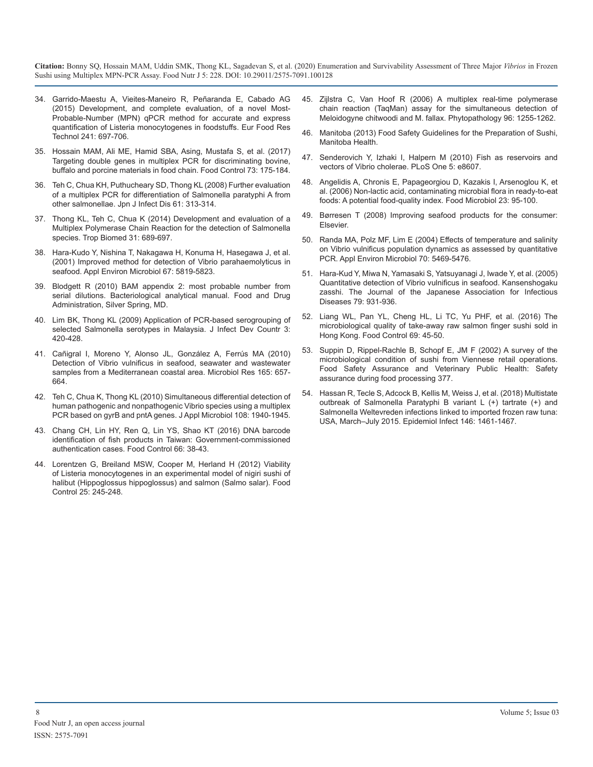34. Garrido-Maestu A, Vieites-Maneiro R, Peñaranda E, Cabado AG (2015) Development, and complete evaluation, of a novel Most-Probable-Number (MPN) qPCR method for accurate and express quantification of Listeria monocytogenes in foodstuffs. Eur Food Res Technol 241: 697-706.

35. Hossain MAM, Ali ME, Hamid SBA, Asing, Mustafa S, et al. (2017) Targeting double genes in multiplex PCR for discriminating bovine, buffalo and porcine materials in food chain. Food Control 73: 175-184.

36. Teh C, Chua KH, Puthucheary SD, Thong KL (2008) Further evaluation of a multiplex PCR for differentiation of Salmonella paratyphi A from other salmonellae. Jpn J Infect Dis 61: 313-314.

37. Thong KL, Teh C, Chua K (2014) Development and evaluation of a Multiplex Polymerase Chain Reaction for the detection of Salmonella species. Trop Biomed 31: 689-697.

38. Hara-Kudo Y, Nishina T, Nakagawa H, Konuma H, Hasegawa J, et al. (2001) Improved method for detection of Vibrio parahaemolyticus in seafood. Appl Environ Microbiol 67: 5819-5823.

39. Blodgett R (2010) BAM appendix 2: most probable number from serial dilutions. Bacteriological analytical manual. Food and Drug Administration, Silver Spring, MD.

40. Lim BK, Thong KL (2009) Application of PCR-based serogrouping of selected Salmonella serotypes in Malaysia. J Infect Dev Countr 3: 420-428.

41. Cañigral I, Moreno Y, Alonso JL, González A, Ferrús MA (2010) Detection of Vibrio vulnificus in seafood, seawater and wastewater samples from a Mediterranean coastal area. Microbiol Res 165: 657-664.

42. Teh C, Chua K, Thong KL (2010) Simultaneous differential detection of human pathogenic and nonpathogenic Vibrio species using a multiplex PCR based on gyrB and pntA genes. J Appl Microbiol 108: 1940-1945.

43. Chang CH, Lin HY, Ren Q, Lin YS, Shao KT (2016) DNA barcode identification of fish products in Taiwan: Government-commissioned authentication cases. Food Control 66: 38-43.

44. Lorentzen G, Breiland MSW, Cooper M, Herland H (2012) Viability of Listeria monocytogenes in an experimental model of nigiri sushi of halibut (Hippoglossus hippoglossus) and salmon (Salmo salar). Food Control 25: 245-248.

45. Zijlstra C, Van Hoof R (2006) A multiplex real-time polymerase chain reaction (TaqMan) assay for the simultaneous detection of Meloidogyne chitwoodi and M. fallax. Phytopathology 96: 1255-1262.

46. Manitoba (2013) Food Safety Guidelines for the Preparation of Sushi, Manitoba Health.

47. Senderovich Y, Izhaki I, Halpern M (2010) Fish as reservoirs and vectors of Vibrio cholerae. PLoS One 5: e8607.

48. Angelidis A, Chronis E, Papageorgiou D, Kazakis I, Arsenoglou K, et al. (2006) Non-lactic acid, contaminating microbial flora in ready-to-eat foods: A potential food-quality index. Food Microbiol 23: 95-100.

49. Børresen T (2008) Improving seafood products for the consumer: Elsevier.

50. Randa MA, Polz MF, Lim E (2004) Effects of temperature and salinity on Vibrio vulnificus population dynamics as assessed by quantitative PCR. Appl Environ Microbiol 70: 5469-5476.

51. Hara-Kud Y, Miwa N, Yamasaki S, Yatsuyanagi J, Iwade Y, et al. (2005) Quantitative detection of Vibrio vulnificus in seafood. Kansenshogaku zasshi. The Journal of the Japanese Association for Infectious Diseases 79: 931-936.

52. Liang WL, Pan YL, Cheng HL, Li TC, Yu PHF, et al. (2016) The microbiological quality of take-away raw salmon finger sushi sold in Hong Kong. Food Control 69: 45-50.

53. Suppin D, Rippel-Rachle B, Schopf E, JM F (2002) A survey of the microbiological condition of sushi from Viennese retail operations. Food Safety Assurance and Veterinary Public Health: Safety assurance during food processing 377.

54. Hassan R, Tecle S, Adcock B, Kellis M, Weiss J, et al. (2018) Multistate outbreak of Salmonella Paratyphi B variant L (+) tartrate (+) and Salmonella Weltevreden infections linked to imported frozen raw tuna: USA, March–July 2015. Epidemiol Infect 146: 1461-1467.